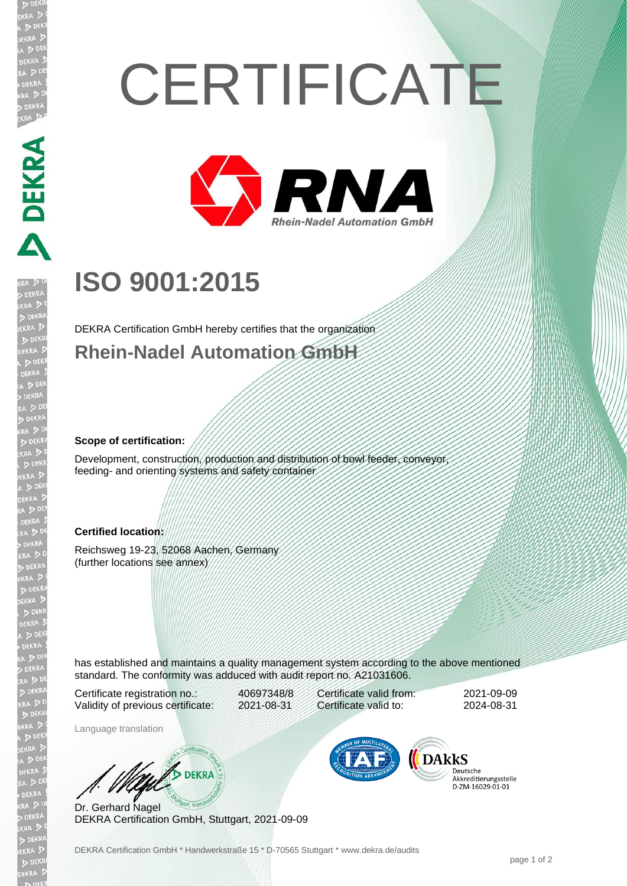# CERTIFICATE

RNA
Rhein-Nadel Automation GmbH

# ISO 9001:2015

DEKRA Certification GmbH hereby certifies that the organization

## Rhein-Nadel Automation GmbH

**Scope of certification:**

Development, construction, production and distribution of bowl feeder, conveyor, feeding- and orienting systems and safety container

**Certified location:**

Reichsweg 19-23, 52068 Aachen, Germany
(further locations see annex)

has established and maintains a quality management system according to the above mentioned standard. The conformity was adduced with audit report no. A21031606.

| | | | |
|---|---|---|---|
| Certificate registration no.: | 40697348/8 | Certificate valid from: | 2021-09-09 |
| Validity of previous certificate: | 2021-08-31 | Certificate valid to: | 2024-08-31 |

Language translation

Dr. Gerhard Nagel
DEKRA Certification GmbH, Stuttgart, 2021-09-09

DAkkS Deutsche Akkreditierungsstelle D-ZM-16029-01-01

DEKRA Certification GmbH * Handwerkstraße 15 * D-70565 Stuttgart * www.dekra.de/audits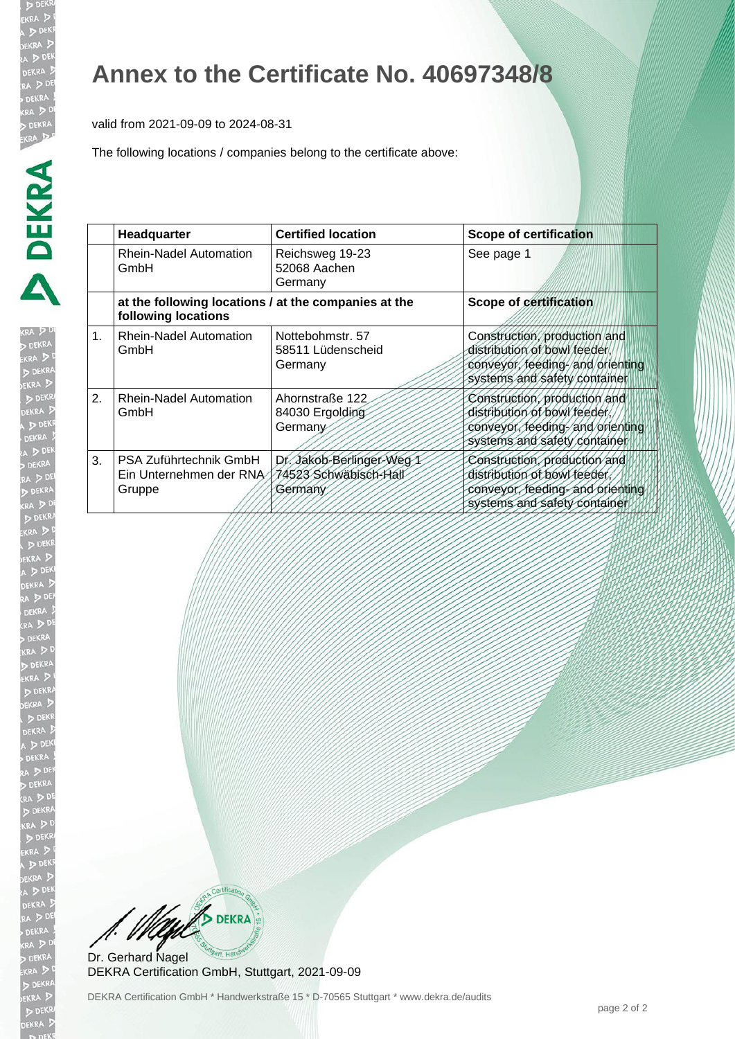# Annex to the Certificate No. 40697348/8

valid from 2021-09-09 to 2024-08-31

The following locations / companies belong to the certificate above:

| | Headquarter | Certified location | Scope of certification |
|---|---|---|---|
| | Rhein-Nadel Automation GmbH | Reichsweg 19-23<br>52068 Aachen<br>Germany | See page 1 |
| | **at the following locations / at the companies at the following locations** | | **Scope of certification** |
| 1. | Rhein-Nadel Automation GmbH | Nottebohmstr. 57<br>58511 Lüdenscheid<br>Germany | Construction, production and distribution of bowl feeder, conveyor, feeding- and orienting systems and safety container |
| 2. | Rhein-Nadel Automation GmbH | Ahornstraße 122<br>84030 Ergolding<br>Germany | Construction, production and distribution of bowl feeder, conveyor, feeding- and orienting systems and safety container |
| 3. | PSA Zuführtechnik GmbH<br>Ein Unternehmen der RNA Gruppe | Dr. Jakob-Berlinger-Weg 1<br>74523 Schwäbisch-Hall<br>Germany | Construction, production and distribution of bowl feeder, conveyor, feeding- and orienting systems and safety container |

Dr. Gerhard Nagel
DEKRA Certification GmbH, Stuttgart, 2021-09-09

DEKRA Certification GmbH * Handwerkstraße 15 * D-70565 Stuttgart * www.dekra.de/audits